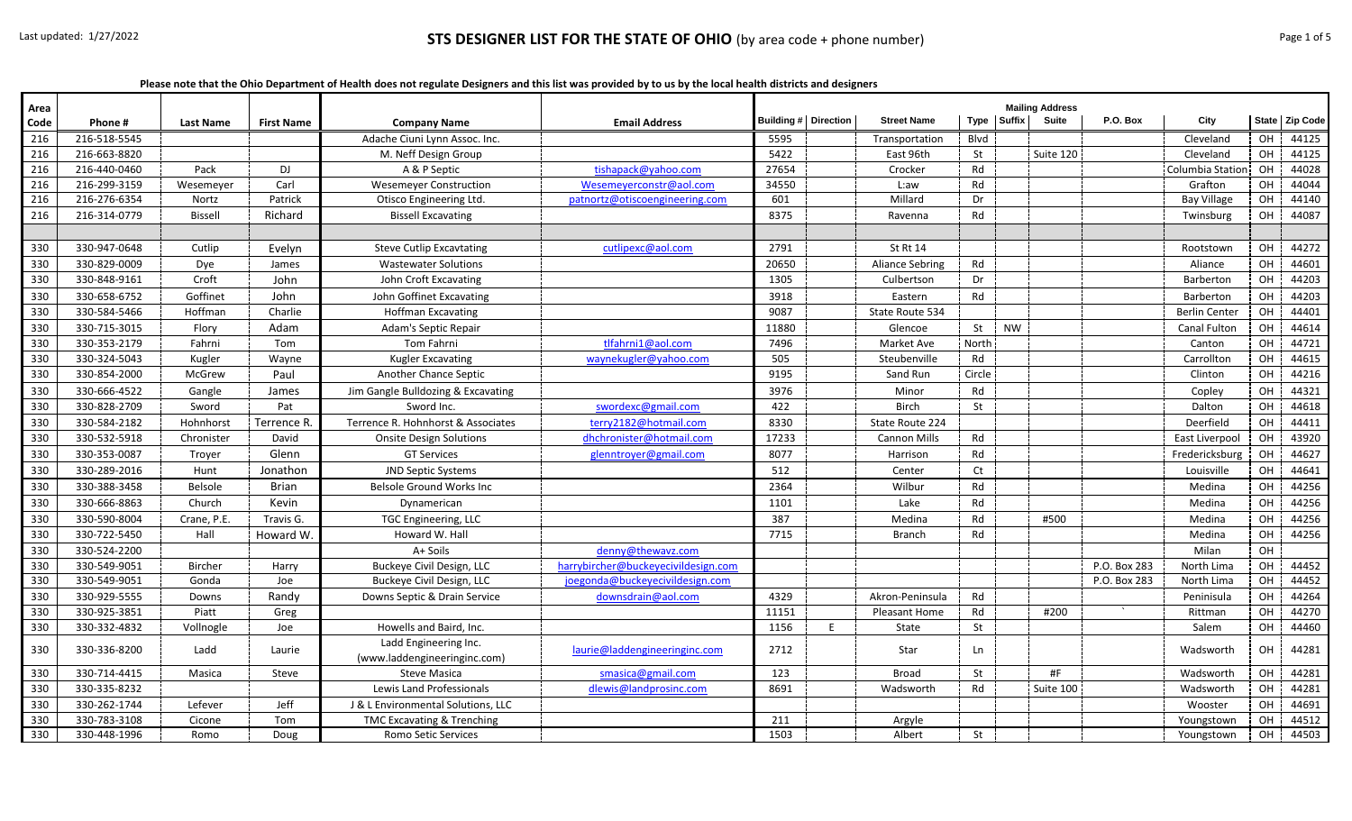Last updated: 1/27/2022

# STS DESIGNER LIST FOR THE STATE OF OHIO (by area code + phone number)

**Please note that the Ohio Department of Health does not regulate Designers and this list was provided by to us by the local health districts and designers**

| Area Code | Phone # | Last Name | First Name | Company Name | Email Address | Mailing Address | | | | | | | | | |
|---|---|---|---|---|---|---|---|---|---|---|---|---|---|---|---|
| | | | | | | Building # | Direction | Street Name | Type | Suffix | Suite | P.O. Box | City | State | Zip Code |
| 216 | 216-518-5545 | | | Adache Ciuni Lynn Assoc. Inc. | | 5595 | | Transportation | Blvd | | | | Cleveland | OH | 44125 |
| 216 | 216-663-8820 | | | M. Neff Design Group | | 5422 | | East 96th | St | | Suite 120 | | Cleveland | OH | 44125 |
| 216 | 216-440-0460 | Pack | DJ | A & P Septic | tishapack@yahoo.com | 27654 | | Crocker | Rd | | | | Columbia Station | OH | 44028 |
| 216 | 216-299-3159 | Wesemeyer | Carl | Wesemeyer Construction | Wesemeyerconstr@aol.com | 34550 | | L:aw | Rd | | | | Grafton | OH | 44044 |
| 216 | 216-276-6354 | Nortz | Patrick | Otisco Engineering Ltd. | patnortz@otiscoengineering.com | 601 | | Millard | Dr | | | | Bay Village | OH | 44140 |
| 216 | 216-314-0779 | Bissell | Richard | Bissell Excavating | | 8375 | | Ravenna | Rd | | | | Twinsburg | OH | 44087 |
| | | | | | | | | | | | | | | | |
| 330 | 330-947-0648 | Cutlip | Evelyn | Steve Cutlip Excavtating | cutlipexc@aol.com | 2791 | | St Rt 14 | | | | | Rootstown | OH | 44272 |
| 330 | 330-829-0009 | Dye | James | Wastewater Solutions | | 20650 | | Aliance Sebring | Rd | | | | Aliance | OH | 44601 |
| 330 | 330-848-9161 | Croft | John | John Croft Excavating | | 1305 | | Culbertson | Dr | | | | Barberton | OH | 44203 |
| 330 | 330-658-6752 | Goffinet | John | John Goffinet Excavating | | 3918 | | Eastern | Rd | | | | Barberton | OH | 44203 |
| 330 | 330-584-5466 | Hoffman | Charlie | Hoffman Excavating | | 9087 | | State Route 534 | | | | | Berlin Center | OH | 44401 |
| 330 | 330-715-3015 | Flory | Adam | Adam's Septic Repair | | 11880 | | Glencoe | St | NW | | | Canal Fulton | OH | 44614 |
| 330 | 330-353-2179 | Fahrni | Tom | Tom Fahrni | tlfahrni1@aol.com | 7496 | | Market Ave | North | | | | Canton | OH | 44721 |
| 330 | 330-324-5043 | Kugler | Wayne | Kugler Excavating | waynekugler@yahoo.com | 505 | | Steubenville | Rd | | | | Carrollton | OH | 44615 |
| 330 | 330-854-2000 | McGrew | Paul | Another Chance Septic | | 9195 | | Sand Run | Circle | | | | Clinton | OH | 44216 |
| 330 | 330-666-4522 | Gangle | James | Jim Gangle Bulldozing & Excavating | | 3976 | | Minor | Rd | | | | Copley | OH | 44321 |
| 330 | 330-828-2709 | Sword | Pat | Sword Inc. | swordexc@gmail.com | 422 | | Birch | St | | | | Dalton | OH | 44618 |
| 330 | 330-584-2182 | Hohnhorst | Terrence R. | Terrence R. Hohnhorst & Associates | terry2182@hotmail.com | 8330 | | State Route 224 | | | | | Deerfield | OH | 44411 |
| 330 | 330-532-5918 | Chronister | David | Onsite Design Solutions | dhchronister@hotmail.com | 17233 | | Cannon Mills | Rd | | | | East Liverpool | OH | 43920 |
| 330 | 330-353-0087 | Troyer | Glenn | GT Services | glenntroyer@gmail.com | 8077 | | Harrison | Rd | | | | Fredericksburg | OH | 44627 |
| 330 | 330-289-2016 | Hunt | Jonathon | JND Septic Systems | | 512 | | Center | Ct | | | | Louisville | OH | 44641 |
| 330 | 330-388-3458 | Belsole | Brian | Belsole Ground Works Inc | | 2364 | | Wilbur | Rd | | | | Medina | OH | 44256 |
| 330 | 330-666-8863 | Church | Kevin | Dynamerican | | 1101 | | Lake | Rd | | | | Medina | OH | 44256 |
| 330 | 330-590-8004 | Crane, P.E. | Travis G. | TGC Engineering, LLC | | 387 | | Medina | Rd | | #500 | | Medina | OH | 44256 |
| 330 | 330-722-5450 | Hall | Howard W. | Howard W. Hall | | 7715 | | Branch | Rd | | | | Medina | OH | 44256 |
| 330 | 330-524-2200 | | | A+ Soils | denny@thewavz.com | | | | | | | | Milan | OH | |
| 330 | 330-549-9051 | Bircher | Harry | Buckeye Civil Design, LLC | harrybircher@buckeyecivildesign.com | | | | | | | P.O. Box 283 | North Lima | OH | 44452 |
| 330 | 330-549-9051 | Gonda | Joe | Buckeye Civil Design, LLC | joegonda@buckeyecivildesign.com | | | | | | | P.O. Box 283 | North Lima | OH | 44452 |
| 330 | 330-929-5555 | Downs | Randy | Downs Septic & Drain Service | downsdrain@aol.com | 4329 | | Akron-Peninsula | Rd | | | | Peninisula | OH | 44264 |
| 330 | 330-925-3851 | Piatt | Greg | | | 11151 | | Pleasant Home | Rd | | #200 | ` | Rittman | OH | 44270 |
| 330 | 330-332-4832 | Vollnogle | Joe | Howells and Baird, Inc. | | 1156 | E | State | St | | | | Salem | OH | 44460 |
| 330 | 330-336-8200 | Ladd | Laurie | Ladd Engineering Inc. (www.laddengineeringinc.com) | laurie@laddengineeringinc.com | 2712 | | Star | Ln | | | | Wadsworth | OH | 44281 |
| 330 | 330-714-4415 | Masica | Steve | Steve Masica | smasica@gmail.com | 123 | | Broad | St | | #F | | Wadsworth | OH | 44281 |
| 330 | 330-335-8232 | | | Lewis Land Professionals | dlewis@landprosinc.com | 8691 | | Wadsworth | Rd | | Suite 100 | | Wadsworth | OH | 44281 |
| 330 | 330-262-1744 | Lefever | Jeff | J & L Environmental Solutions, LLC | | | | | | | | | Wooster | OH | 44691 |
| 330 | 330-783-3108 | Cicone | Tom | TMC Excavating & Trenching | | 211 | | Argyle | | | | | Youngstown | OH | 44512 |
| 330 | 330-448-1996 | Romo | Doug | Romo Setic Services | | 1503 | | Albert | St | | | | Youngstown | OH | 44503 |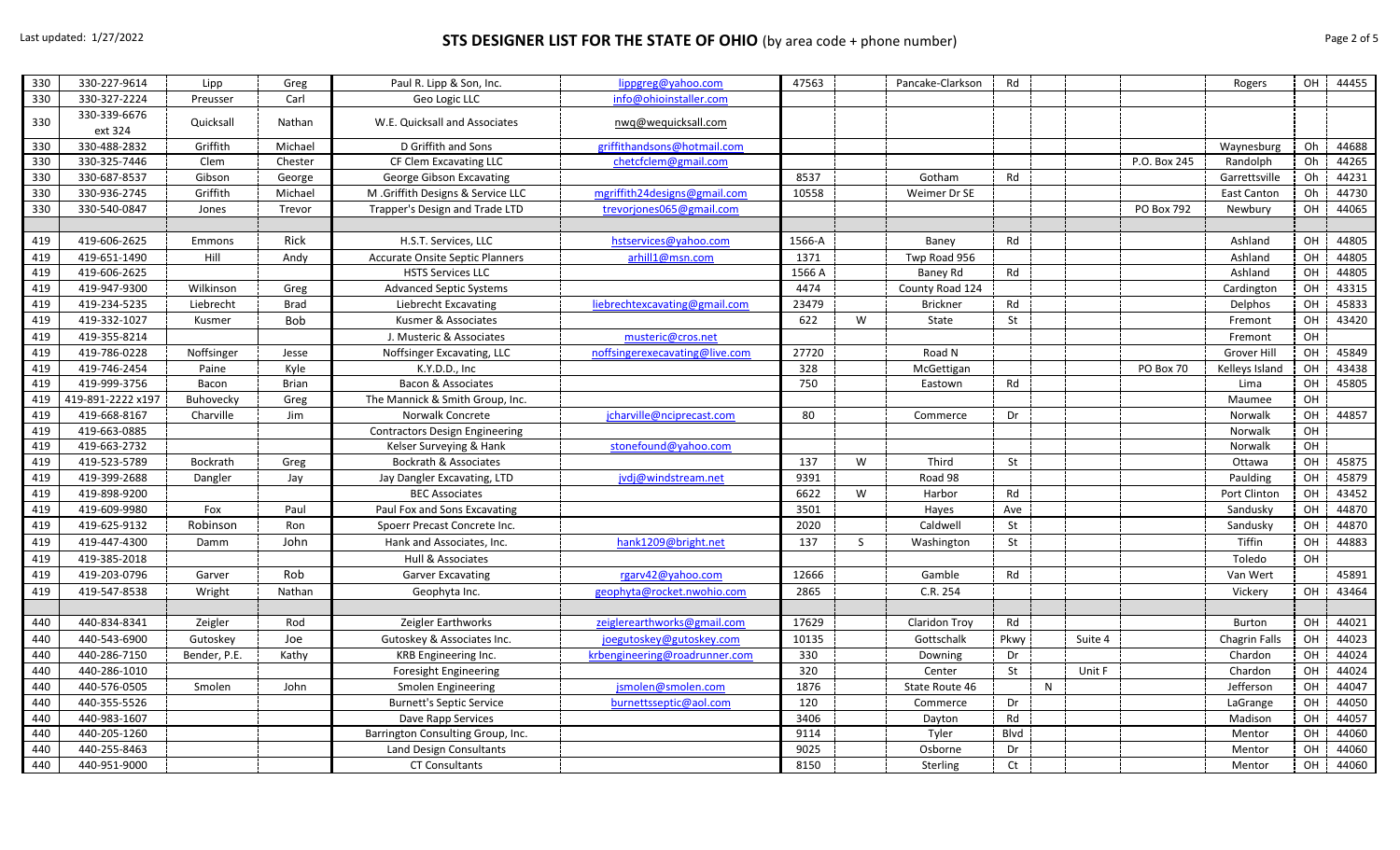| | | | | | | | | | | | | | | | |
|---|---|---|---|---|---|---|---|---|---|---|---|---|---|---|---|
| 330 | 330-227-9614 | Lipp | Greg | Paul R. Lipp & Son, Inc. | lippgreg@yahoo.com | 47563 | | Pancake-Clarkson | Rd | | | | Rogers | OH | 44455 |
| 330 | 330-327-2224 | Preusser | Carl | Geo Logic LLC | info@ohioinstaller.com | | | | | | | | | | |
| 330 | 330-339-6676 ext 324 | Quicksall | Nathan | W.E. Quicksall and Associates | nwq@wequicksall.com | | | | | | | | | | |
| 330 | 330-488-2832 | Griffith | Michael | D Griffith and Sons | griffithandsons@hotmail.com | | | | | | | | Waynesburg | Oh | 44688 |
| 330 | 330-325-7446 | Clem | Chester | CF Clem Excavating LLC | chetcfclem@gmail.com | | | | | | | P.O. Box 245 | Randolph | Oh | 44265 |
| 330 | 330-687-8537 | Gibson | George | George Gibson Excavating | | 8537 | | Gotham | Rd | | | | Garrettsville | Oh | 44231 |
| 330 | 330-936-2745 | Griffith | Michael | M .Griffith Designs & Service LLC | mgriffith24designs@gmail.com | 10558 | | Weimer Dr SE | | | | | East Canton | Oh | 44730 |
| 330 | 330-540-0847 | Jones | Trevor | Trapper's Design and Trade LTD | trevorjones065@gmail.com | | | | | | | PO Box 792 | Newbury | OH | 44065 |
| | | | | | | | | | | | | | | | |
| 419 | 419-606-2625 | Emmons | Rick | H.S.T. Services, LLC | hstservices@yahoo.com | 1566-A | | Baney | Rd | | | | Ashland | OH | 44805 |
| 419 | 419-651-1490 | Hill | Andy | Accurate Onsite Septic Planners | arhill1@msn.com | 1371 | | Twp Road 956 | | | | | Ashland | OH | 44805 |
| 419 | 419-606-2625 | | | HSTS Services LLC | | 1566 A | | Baney Rd | Rd | | | | Ashland | OH | 44805 |
| 419 | 419-947-9300 | Wilkinson | Greg | Advanced Septic Systems | | 4474 | | County Road 124 | | | | | Cardington | OH | 43315 |
| 419 | 419-234-5235 | Liebrecht | Brad | Liebrecht Excavating | liebrechtexcavating@gmail.com | 23479 | | Brickner | Rd | | | | Delphos | OH | 45833 |
| 419 | 419-332-1027 | Kusmer | Bob | Kusmer & Associates | | 622 | W | State | St | | | | Fremont | OH | 43420 |
| 419 | 419-355-8214 | | | J. Musteric & Associates | musteric@cros.net | | | | | | | | Fremont | OH | |
| 419 | 419-786-0228 | Noffsinger | Jesse | Noffsinger Excavating, LLC | noffsingerexecavating@live.com | 27720 | | Road N | | | | | Grover Hill | OH | 45849 |
| 419 | 419-746-2454 | Paine | Kyle | K.Y.D.D., Inc | | 328 | | McGettigan | | | | PO Box 70 | Kelleys Island | OH | 43438 |
| 419 | 419-999-3756 | Bacon | Brian | Bacon & Associates | | 750 | | Eastown | Rd | | | | Lima | OH | 45805 |
| 419 | 419-891-2222 x197 | Buhovecky | Greg | The Mannick & Smith Group, Inc. | | | | | | | | | Maumee | OH | |
| 419 | 419-668-8167 | Charville | Jim | Norwalk Concrete | jcharville@nciprecast.com | 80 | | Commerce | Dr | | | | Norwalk | OH | 44857 |
| 419 | 419-663-0885 | | | Contractors Design Engineering | | | | | | | | | Norwalk | OH | |
| 419 | 419-663-2732 | | | Kelser Surveying & Hank | stonefound@yahoo.com | | | | | | | | Norwalk | OH | |
| 419 | 419-523-5789 | Bockrath | Greg | Bockrath & Associates | | 137 | W | Third | St | | | | Ottawa | OH | 45875 |
| 419 | 419-399-2688 | Dangler | Jay | Jay Dangler Excavating, LTD | jvdj@windstream.net | 9391 | | Road 98 | | | | | Paulding | OH | 45879 |
| 419 | 419-898-9200 | | | BEC Associates | | 6622 | W | Harbor | Rd | | | | Port Clinton | OH | 43452 |
| 419 | 419-609-9980 | Fox | Paul | Paul Fox and Sons Excavating | | 3501 | | Hayes | Ave | | | | Sandusky | OH | 44870 |
| 419 | 419-625-9132 | Robinson | Ron | Spoerr Precast Concrete Inc. | | 2020 | | Caldwell | St | | | | Sandusky | OH | 44870 |
| 419 | 419-447-4300 | Damm | John | Hank and Associates, Inc. | hank1209@bright.net | 137 | S | Washington | St | | | | Tiffin | OH | 44883 |
| 419 | 419-385-2018 | | | Hull & Associates | | | | | | | | | Toledo | OH | |
| 419 | 419-203-0796 | Garver | Rob | Garver Excavating | rgarv42@yahoo.com | 12666 | | Gamble | Rd | | | | Van Wert | | 45891 |
| 419 | 419-547-8538 | Wright | Nathan | Geophyta Inc. | geophyta@rocket.nwohio.com | 2865 | | C.R. 254 | | | | | Vickery | OH | 43464 |
| | | | | | | | | | | | | | | | |
| 440 | 440-834-8341 | Zeigler | Rod | Zeigler Earthworks | zeiglerearthworks@gmail.com | 17629 | | Claridon Troy | Rd | | | | Burton | OH | 44021 |
| 440 | 440-543-6900 | Gutoskey | Joe | Gutoskey & Associates Inc. | joegutoskey@gutoskey.com | 10135 | | Gottschalk | Pkwy | | Suite 4 | | Chagrin Falls | OH | 44023 |
| 440 | 440-286-7150 | Bender, P.E. | Kathy | KRB Engineering Inc. | krbengineering@roadrunner.com | 330 | | Downing | Dr | | | | Chardon | OH | 44024 |
| 440 | 440-286-1010 | | | Foresight Engineering | | 320 | | Center | St | | Unit F | | Chardon | OH | 44024 |
| 440 | 440-576-0505 | Smolen | John | Smolen Engineering | jsmolen@smolen.com | 1876 | | State Route 46 | | N | | | Jefferson | OH | 44047 |
| 440 | 440-355-5526 | | | Burnett's Septic Service | burnettsseptic@aol.com | 120 | | Commerce | Dr | | | | LaGrange | OH | 44050 |
| 440 | 440-983-1607 | | | Dave Rapp Services | | 3406 | | Dayton | Rd | | | | Madison | OH | 44057 |
| 440 | 440-205-1260 | | | Barrington Consulting Group, Inc. | | 9114 | | Tyler | Blvd | | | | Mentor | OH | 44060 |
| 440 | 440-255-8463 | | | Land Design Consultants | | 9025 | | Osborne | Dr | | | | Mentor | OH | 44060 |
| 440 | 440-951-9000 | | | CT Consultants | | 8150 | | Sterling | Ct | | | | Mentor | OH | 44060 |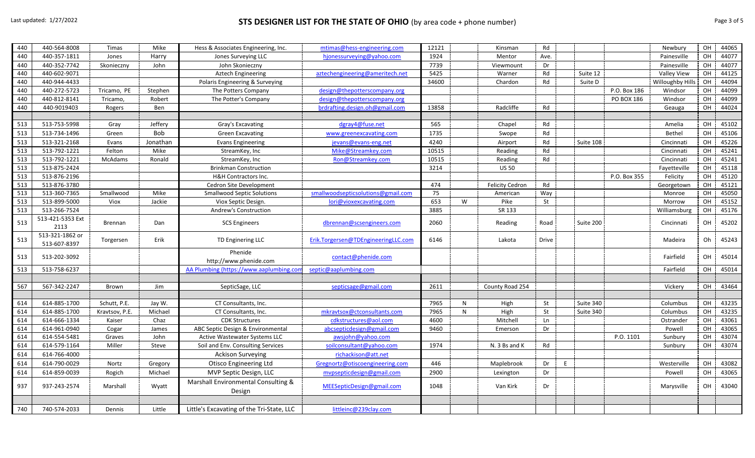# STS DESIGNER LIST FOR THE STATE OF OHIO (by area code + phone number)

Last updated: 1/27/2022

| | | | | | | | | | | | | | | | | |
|---|---|---|---|---|---|---|---|---|---|---|---|---|---|---|---|---|
| 440 | 440-564-8008 | Timas | Mike | Hess & Associates Engineering, Inc. | mtimas@hess-engineering.com | 12121 | | Kinsman | Rd | | | | Newbury | OH | 44065 |
| 440 | 440-357-1811 | Jones | Harry | Jones Surveying LLC | hjonessurveying@yahoo.com | 1924 | | Mentor | Ave. | | | | Painesville | OH | 44077 |
| 440 | 440-352-7742 | Skonieczny | John | John Skonieczny | | 7739 | | Viewmount | Dr | | | | Painesville | OH | 44077 |
| 440 | 440-602-9071 | | | Aztech Engineering | aztechengineering@ameritech.net | 5425 | | Warner | Rd | | Suite 12 | | Valley View | OH | 44125 |
| 440 | 440-944-4433 | | | Polaris Engineering & Surveying | | 34600 | | Chardon | Rd | | Suite D | | Willoughby Hills | OH | 44094 |
| 440 | 440-272-5723 | Tricamo, PE | Stephen | The Potters Company | design@thepotterscompany.org | | | | | | | P.O. Box 186 | Windsor | OH | 44099 |
| 440 | 440-812-8141 | Tricamo, | Robert | The Potter's Company | design@thepotterscompany.org | | | | | | | PO BOX 186 | Windsor | OH | 44099 |
| 440 | 440-9019403 | Rogers | Ben | | brdrafting.design.oh@gmail.com | 13858 | | Radcliffe | Rd | | | | Geauga | OH | 44024 |
| | | | | | | | | | | | | | | | |
| 513 | 513-753-5998 | Gray | Jeffery | Gray's Excavating | dgray4@fuse.net | 565 | | Chapel | Rd | | | | Amelia | OH | 45102 |
| 513 | 513-734-1496 | Green | Bob | Green Excavating | www.greenexcavating.com | 1735 | | Swope | Rd | | | | Bethel | OH | 45106 |
| 513 | 513-321-2168 | Evans | Jonathan | Evans Engineering | jevans@evans-eng.net | 4240 | | Airport | Rd | | Suite 108 | | Cincinnati | OH | 45226 |
| 513 | 513-792-1221 | Felton | Mike | StreamKey, Inc | Mike@Streamkey.com | 10515 | | Reading | Rd | | | | Cincinnati | OH | 45241 |
| 513 | 513-792-1221 | McAdams | Ronald | StreamKey, Inc | Ron@Streamkey.com | 10515 | | Reading | Rd | | | | Cincinnati | OH | 45241 |
| 513 | 513-875-2424 | | | Brinkman Construction | | 3214 | | US 50 | | | | | Fayetteville | OH | 45118 |
| 513 | 513-876-2196 | | | H&H Contractors Inc. | | | | | | | | P.O. Box 355 | Felicity | OH | 45120 |
| 513 | 513-876-3780 | | | Cedron Site Development | | 474 | | Felicity Cedron | Rd | | | | Georgetown | OH | 45121 |
| 513 | 513-360-7365 | Smallwood | Mike | Smallwood Septic Solutions | smallwoodsepticsolutions@gmail.com | 75 | | American | Way | | | | Monroe | OH | 45050 |
| 513 | 513-899-5000 | Viox | Jackie | Viox Septic Design. | lori@vioxexcavating.com | 653 | W | Pike | St | | | | Morrow | OH | 45152 |
| 513 | 513-266-7524 | | | Andrew's Construction | | 3885 | | SR 133 | | | | | Williamsburg | OH | 45176 |
| 513 | 513-421-5353 Ext 2113 | Brennan | Dan | SCS Engineers | dbrennan@scsengineers.com | 2060 | | Reading | Road | | Suite 200 | | Cincinnati | OH | 45202 |
| 513 | 513-321-1862 or 513-607-8397 | Torgersen | Erik | TD Enginering LLC | Erik.Torgersen@TDEngineeringLLC.com | 6146 | | Lakota | Drive | | | | Madeira | Oh | 45243 |
| 513 | 513-202-3092 | | | Phenide http://www.phenide.com | contact@phenide.com | | | | | | | | Fairfield | OH | 45014 |
| 513 | 513-758-6237 | | | AA Plumbing (https://www.aaplumbing.com | septic@aaplumbing.com | | | | | | | | Fairfield | OH | 45014 |
| | | | | | | | | | | | | | | | |
| 567 | 567-342-2247 | Brown | Jim | SepticSage, LLC | septicsage@gmail.com | 2611 | | County Road 254 | | | | | Vickery | OH | 43464 |
| | | | | | | | | | | | | | | | |
| 614 | 614-885-1700 | Schutt, P.E. | Jay W. | CT Consultants, Inc. | | 7965 | N | High | St | | Suite 340 | | Columbus | OH | 43235 |
| 614 | 614-885-1700 | Kravtsov, P.E. | Michael | CT Consultants, Inc. | mkravtsox@ctconsultants.com | 7965 | N | High | St | | Suite 340 | | Columbus | OH | 43235 |
| 614 | 614-666-1334 | Kaiser | Chaz | CDK Structures | cdkstructures@aol.com | 4600 | | Mitchell | Ln | | | | Ostrander | OH | 43061 |
| 614 | 614-961-0940 | Cogar | James | ABC Septic Design & Environmental | abcsepticdesign@gmail.com | 9460 | | Emerson | Dr | | | | Powell | OH | 43065 |
| 614 | 614-554-5481 | Graves | John | Active Wastewater Systems LLC | awsjohn@yahoo.com | | | | | | | P.O. 1101 | Sunbury | OH | 43074 |
| 614 | 614-579-1164 | Miller | Steve | Soil and Env. Consulting Services | soilconsultant@yahoo.com | 1974 | | N. 3 Bs and K | Rd | | | | Sunbury | OH | 43074 |
| 614 | 614-766-4000 | | | Ackison Surveying | richackison@att.net | | | | | | | | | | |
| 614 | 614-790-0029 | Nortz | Gregory | Otisco Engineering Ltd | Gregnortz@otiscoengineering.com | 446 | | Maplebrook | Dr | E | | | Westerville | OH | 43082 |
| 614 | 614-859-0039 | Rogich | Michael | MVP Septic Design, LLC | mvpsepticdesign@gmail.com | 2900 | | Lexington | Dr | | | | Powell | OH | 43065 |
| 937 | 937-243-2574 | Marshall | Wyatt | Marshall Environmental Consulting & Design | MEESepticDesign@gmail.com | 1048 | | Van Kirk | Dr | | | | Marysville | OH | 43040 |
| | | | | | | | | | | | | | | | |
| 740 | 740-574-2033 | Dennis | Little | Little's Excavating of the Tri-State, LLC | littleinc@239clay.com | | | | | | | | | | |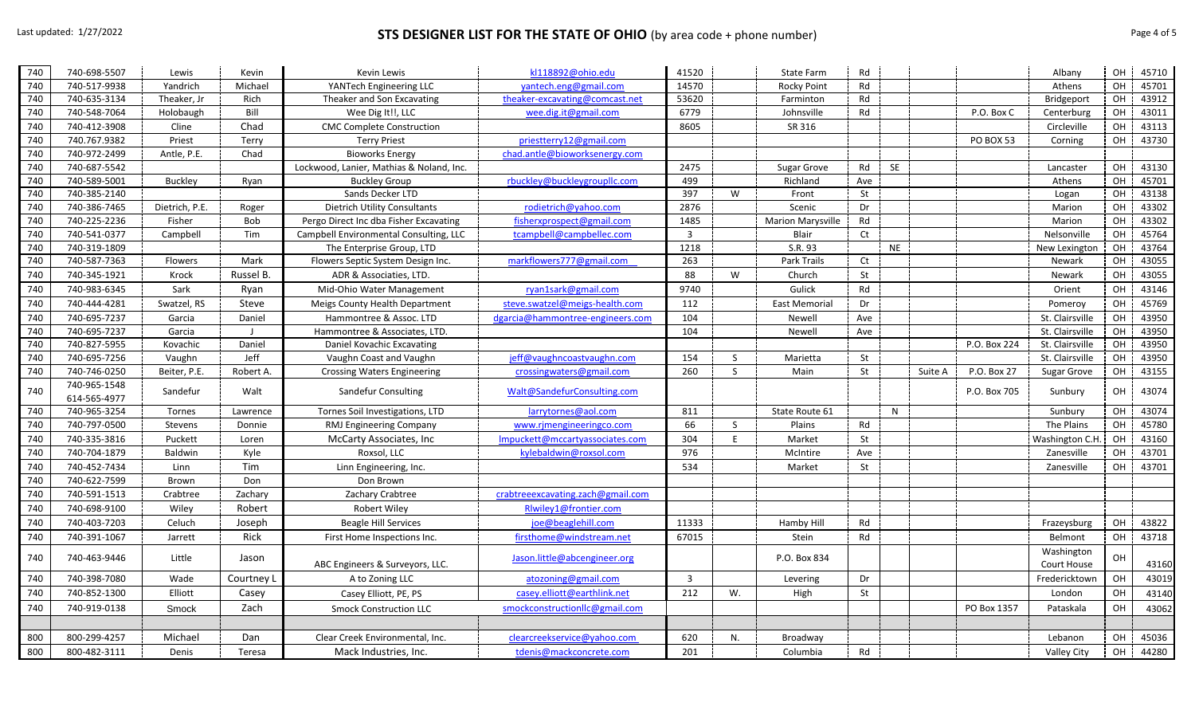|  |  |  |  |  |  |  |  |  |  |  |  |  |  |  |  |
|---|---|---|---|---|---|---|---|---|---|---|---|---|---|---|---|
| 740 | 740-698-5507 | Lewis | Kevin | Kevin Lewis | kl118892@ohio.edu | 41520 |  | State Farm | Rd |  |  |  | Albany | OH | 45710 |
| 740 | 740-517-9938 | Yandrich | Michael | YANTech Engineering LLC | yantech.eng@gmail.com | 14570 |  | Rocky Point | Rd |  |  |  | Athens | OH | 45701 |
| 740 | 740-635-3134 | Theaker, Jr | Rich | Theaker and Son Excavating | theaker-excavating@comcast.net | 53620 |  | Farminton | Rd |  |  |  | Bridgeport | OH | 43912 |
| 740 | 740-548-7064 | Holobaugh | Bill | Wee Dig It!!, LLC | wee.dig.it@gmail.com | 6779 |  | Johnsville | Rd |  |  | P.O. Box C | Centerburg | OH | 43011 |
| 740 | 740-412-3908 | Cline | Chad | CMC Complete Construction |  | 8605 |  | SR 316 |  |  |  |  | Circleville | OH | 43113 |
| 740 | 740.767.9382 | Priest | Terry | Terry Priest | priestterry12@gmail.com |  |  |  |  |  |  | PO BOX 53 | Corning | OH | 43730 |
| 740 | 740-972-2499 | Antle, P.E. | Chad | Bioworks Energy | chad.antle@bioworksenergy.com |  |  |  |  |  |  |  |  |  |  |
| 740 | 740-687-5542 |  |  | Lockwood, Lanier, Mathias & Noland, Inc. |  | 2475 |  | Sugar Grove | Rd | SE |  |  | Lancaster | OH | 43130 |
| 740 | 740-589-5001 | Buckley | Ryan | Buckley Group | rbuckley@buckleygroupllc.com | 499 |  | Richland | Ave |  |  |  | Athens | OH | 45701 |
| 740 | 740-385-2140 |  |  | Sands Decker LTD |  | 397 | W | Front | St |  |  |  | Logan | OH | 43138 |
| 740 | 740-386-7465 | Dietrich, P.E. | Roger | Dietrich Utility Consultants | rodietrich@yahoo.com | 2876 |  | Scenic | Dr |  |  |  | Marion | OH | 43302 |
| 740 | 740-225-2236 | Fisher | Bob | Pergo Direct Inc dba Fisher Excavating | fisherxprospect@gmail.com | 1485 |  | Marion Marysville | Rd |  |  |  | Marion | OH | 43302 |
| 740 | 740-541-0377 | Campbell | Tim | Campbell Environmental Consulting, LLC | tcampbell@campbellec.com | 3 |  | Blair | Ct |  |  |  | Nelsonville | OH | 45764 |
| 740 | 740-319-1809 |  |  | The Enterprise Group, LTD |  | 1218 |  | S.R. 93 |  | NE |  |  | New Lexington | OH | 43764 |
| 740 | 740-587-7363 | Flowers | Mark | Flowers Septic System Design Inc. | markflowers777@gmail.com | 263 |  | Park Trails | Ct |  |  |  | Newark | OH | 43055 |
| 740 | 740-345-1921 | Krock | Russel B. | ADR & Associaties, LTD. |  | 88 | W | Church | St |  |  |  | Newark | OH | 43055 |
| 740 | 740-983-6345 | Sark | Ryan | Mid-Ohio Water Management | ryan1sark@gmail.com | 9740 |  | Gulick | Rd |  |  |  | Orient | OH | 43146 |
| 740 | 740-444-4281 | Swatzel, RS | Steve | Meigs County Health Department | steve.swatzel@meigs-health.com | 112 |  | East Memorial | Dr |  |  |  | Pomeroy | OH | 45769 |
| 740 | 740-695-7237 | Garcia | Daniel | Hammontree & Assoc. LTD | dgarcia@hammontree-engineers.com | 104 |  | Newell | Ave |  |  |  | St. Clairsville | OH | 43950 |
| 740 | 740-695-7237 | Garcia | J | Hammontree & Associates, LTD. |  | 104 |  | Newell | Ave |  |  |  | St. Clairsville | OH | 43950 |
| 740 | 740-827-5955 | Kovachic | Daniel | Daniel Kovachic Excavating |  |  |  |  |  |  |  | P.O. Box 224 | St. Clairsville | OH | 43950 |
| 740 | 740-695-7256 | Vaughn | Jeff | Vaughn Coast and Vaughn | jeff@vaughncoastvaughn.com | 154 | S | Marietta | St |  |  |  | St. Clairsville | OH | 43950 |
| 740 | 740-746-0250 | Beiter, P.E. | Robert A. | Crossing Waters Engineering | crossingwaters@gmail.com | 260 | S | Main | St |  | Suite A | P.O. Box 27 | Sugar Grove | OH | 43155 |
| 740 | 740-965-1548 614-565-4977 | Sandefur | Walt | Sandefur Consulting | Walt@SandefurConsulting.com |  |  |  |  |  |  | P.O. Box 705 | Sunbury | OH | 43074 |
| 740 | 740-965-3254 | Tornes | Lawrence | Tornes Soil Investigations, LTD | larrytornes@aol.com | 811 |  | State Route 61 |  | N |  |  | Sunbury | OH | 43074 |
| 740 | 740-797-0500 | Stevens | Donnie | RMJ Engineering Company | www.rjmengineeringco.com | 66 | S | Plains | Rd |  |  |  | The Plains | OH | 45780 |
| 740 | 740-335-3816 | Puckett | Loren | McCarty Associates, Inc | lmpuckett@mccartyassociates.com | 304 | E | Market | St |  |  |  | Washington C.H. | OH | 43160 |
| 740 | 740-704-1879 | Baldwin | Kyle | Roxsol, LLC | kylebaldwin@roxsol.com | 976 |  | McIntire | Ave |  |  |  | Zanesville | OH | 43701 |
| 740 | 740-452-7434 | Linn | Tim | Linn Engineering, Inc. |  | 534 |  | Market | St |  |  |  | Zanesville | OH | 43701 |
| 740 | 740-622-7599 | Brown | Don | Don Brown |  |  |  |  |  |  |  |  |  |  |  |
| 740 | 740-591-1513 | Crabtree | Zachary | Zachary Crabtree | crabtreeexcavating.zach@gmail.com |  |  |  |  |  |  |  |  |  |  |
| 740 | 740-698-9100 | Wiley | Robert | Robert Wiley | Rlwiley1@frontier.com |  |  |  |  |  |  |  |  |  |  |
| 740 | 740-403-7203 | Celuch | Joseph | Beagle Hill Services | joe@beaglehill.com | 11333 |  | Hamby Hill | Rd |  |  |  | Frazeysburg | OH | 43822 |
| 740 | 740-391-1067 | Jarrett | Rick | First Home Inspections Inc. | firsthome@windstream.net | 67015 |  | Stein | Rd |  |  |  | Belmont | OH | 43718 |
| 740 | 740-463-9446 | Little | Jason | ABC Engineers & Surveyors, LLC. | Jason.little@abcengineer.org |  |  | P.O. Box 834 |  |  |  |  | Washington Court House | OH | 43160 |
| 740 | 740-398-7080 | Wade | Courtney L | A to Zoning LLC | atozoning@gmail.com | 3 |  | Levering | Dr |  |  |  | Fredericktown | OH | 43019 |
| 740 | 740-852-1300 | Elliott | Casey | Casey Elliott, PE, PS | casey.elliott@earthlink.net | 212 | W. | High | St |  |  |  | London | OH | 43140 |
| 740 | 740-919-0138 | Smock | Zach | Smock Construction LLC | smockconstructionllc@gmail.com |  |  |  |  |  |  | PO Box 1357 | Pataskala | OH | 43062 |
|  |  |  |  |  |  |  |  |  |  |  |  |  |  |  |  |
| 800 | 800-299-4257 | Michael | Dan | Clear Creek Environmental, Inc. | clearcreekservice@yahoo.com | 620 | N. | Broadway |  |  |  |  | Lebanon | OH | 45036 |
| 800 | 800-482-3111 | Denis | Teresa | Mack Industries, Inc. | tdenis@mackconcrete.com | 201 |  | Columbia | Rd |  |  |  | Valley City | OH | 44280 |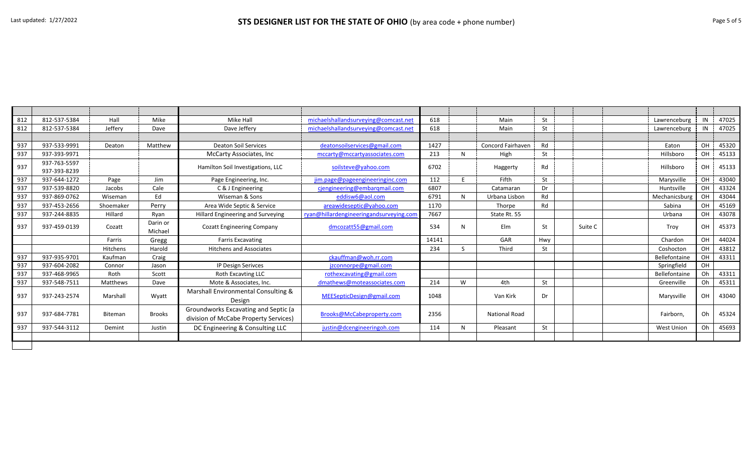# STS DESIGNER LIST FOR THE STATE OF OHIO (by area code + phone number)

Last updated: 1/27/2022

| | | | | | | | | | | | | | | | |
|---|---|---|---|---|---|---|---|---|---|---|---|---|---|---|---|
| 812 | 812-537-5384 | Hall | Mike | Mike Hall | michaelshallandsurveying@comcast.net | 618 | | Main | St | | | | Lawrenceburg | IN | 47025 |
| 812 | 812-537-5384 | Jeffery | Dave | Dave Jeffery | michaelshallandsurveying@comcast.net | 618 | | Main | St | | | | Lawrenceburg | IN | 47025 |
| | | | | | | | | | | | | | | | |
| 937 | 937-533-9991 | Deaton | Matthew | Deaton Soil Services | deatonsoilservices@gmail.com | 1427 | | Concord Fairhaven | Rd | | | | Eaton | OH | 45320 |
| 937 | 937-393-9971 | | | McCarty Associates, Inc | mccarty@mccartyassociates.com | 213 | N | High | St | | | | Hillsboro | OH | 45133 |
| 937 | 937-763-5597 937-393-8239 | | | Hamilton Soil Investigations, LLC | soilsteve@yahoo.com | 6702 | | Haggerty | Rd | | | | Hillsboro | OH | 45133 |
| 937 | 937-644-1272 | Page | Jim | Page Engineering, Inc. | jim.page@pageengineeringinc.com | 112 | E | Fifth | St | | | | Marysville | OH | 43040 |
| 937 | 937-539-8820 | Jacobs | Cale | C & J Engineering | cjengineering@embarqmail.com | 6807 | | Catamaran | Dr | | | | Huntsville | OH | 43324 |
| 937 | 937-869-0762 | Wiseman | Ed | Wiseman & Sons | eddisw6@aol.com | 6791 | N | Urbana Lisbon | Rd | | | | Mechanicsburg | OH | 43044 |
| 937 | 937-453-2656 | Shoemaker | Perry | Area Wide Septic & Service | areawideseptic@yahoo.com | 1170 | | Thorpe | Rd | | | | Sabina | OH | 45169 |
| 937 | 937-244-8835 | Hillard | Ryan | Hillard Engineering and Surveying | ryan@hillardengineeringandsurveying.com | 7667 | | State Rt. 55 | | | | | Urbana | OH | 43078 |
| 937 | 937-459-0139 | Cozatt | Darin or Michael | Cozatt Engineering Company | dmcozatt55@gmail.com | 534 | N | Elm | St | | Suite C | | Troy | OH | 45373 |
| | | Farris | Gregg | Farris Excavating | | 14141 | | GAR | Hwy | | | | Chardon | OH | 44024 |
| | | Hitchens | Harold | Hitchens and Associates | | 234 | S | Third | St | | | | Coshocton | OH | 43812 |
| 937 | 937-935-9701 | Kaufman | Craig | | ckauffman@woh.rr.com | | | | | | | | Bellefontaine | OH | 43311 |
| 937 | 937-604-2082 | Connor | Jason | IP Design Serivces | jzconnorpe@gmail.com | | | | | | | | Springfield | OH | |
| 937 | 937-468-9965 | Roth | Scott | Roth Excavting LLC | rothexcavating@gmail.com | | | | | | | | Bellefontaine | Oh | 43311 |
| 937 | 937-548-7511 | Matthews | Dave | Mote & Associates, Inc. | dmathews@moteassociates.com | 214 | W | 4th | St | | | | Greenville | Oh | 45311 |
| 937 | 937-243-2574 | Marshall | Wyatt | Marshall Environmental Consulting & Design | MEESepticDesign@gmail.com | 1048 | | Van Kirk | Dr | | | | Marysville | OH | 43040 |
| 937 | 937-684-7781 | Biteman | Brooks | Groundworks Excavating and Septic (a division of McCabe Property Services) | Brooks@McCabeproperty.com | 2356 | | National Road | | | | | Fairborn, | Oh | 45324 |
| 937 | 937-544-3112 | Demint | Justin | DC Engineering & Consulting LLC | justin@dcengineeringoh.com | 114 | N | Pleasant | St | | | | West Union | Oh | 45693 |